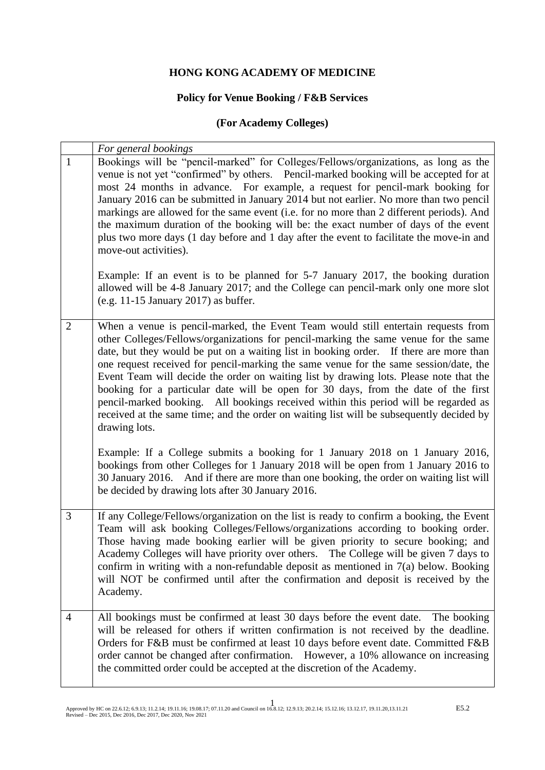**HONG KONG ACADEMY OF MEDICINE**

**Policy for Venue Booking / F&B Services**

**(For Academy Colleges)**

| | *For general bookings* |
|---|---|
| 1 | Bookings will be "pencil-marked" for Colleges/Fellows/organizations, as long as the venue is not yet "confirmed" by others. Pencil-marked booking will be accepted for at most 24 months in advance. For example, a request for pencil-mark booking for January 2016 can be submitted in January 2014 but not earlier. No more than two pencil markings are allowed for the same event (i.e. for no more than 2 different periods). And the maximum duration of the booking will be: the exact number of days of the event plus two more days (1 day before and 1 day after the event to facilitate the move-in and move-out activities).<br><br>Example: If an event is to be planned for 5-7 January 2017, the booking duration allowed will be 4-8 January 2017; and the College can pencil-mark only one more slot (e.g. 11-15 January 2017) as buffer. |
| 2 | When a venue is pencil-marked, the Event Team would still entertain requests from other Colleges/Fellows/organizations for pencil-marking the same venue for the same date, but they would be put on a waiting list in booking order. If there are more than one request received for pencil-marking the same venue for the same session/date, the Event Team will decide the order on waiting list by drawing lots. Please note that the booking for a particular date will be open for 30 days, from the date of the first pencil-marked booking. All bookings received within this period will be regarded as received at the same time; and the order on waiting list will be subsequently decided by drawing lots.<br><br>Example: If a College submits a booking for 1 January 2018 on 1 January 2016, bookings from other Colleges for 1 January 2018 will be open from 1 January 2016 to 30 January 2016. And if there are more than one booking, the order on waiting list will be decided by drawing lots after 30 January 2016. |
| 3 | If any College/Fellows/organization on the list is ready to confirm a booking, the Event Team will ask booking Colleges/Fellows/organizations according to booking order. Those having made booking earlier will be given priority to secure booking; and Academy Colleges will have priority over others. The College will be given 7 days to confirm in writing with a non-refundable deposit as mentioned in 7(a) below. Booking will NOT be confirmed until after the confirmation and deposit is received by the Academy. |
| 4 | All bookings must be confirmed at least 30 days before the event date. The booking will be released for others if written confirmation is not received by the deadline. Orders for F&B must be confirmed at least 10 days before event date. Committed F&B order cannot be changed after confirmation. However, a 10% allowance on increasing the committed order could be accepted at the discretion of the Academy. |

Approved by HC on 22.6.12; 6.9.13; 11.2.14; 19.11.16; 19.08.17; 07.11.20 and Council on 16.8.12; 12.9.13; 20.2.14; 15.12.16; 13.12.17, 19.11.20,13.11.21
Revised – Dec 2015, Dec 2016, Dec 2017, Dec 2020, Nov 2021

E5.2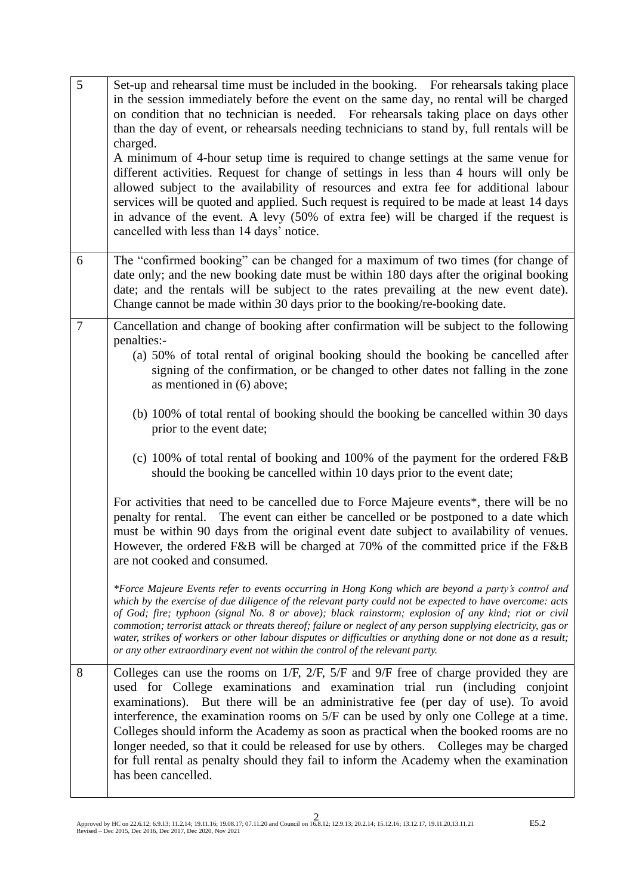| | |
|---|---|
| 5 | Set-up and rehearsal time must be included in the booking. For rehearsals taking place in the session immediately before the event on the same day, no rental will be charged on condition that no technician is needed. For rehearsals taking place on days other than the day of event, or rehearsals needing technicians to stand by, full rentals will be charged.<br>A minimum of 4-hour setup time is required to change settings at the same venue for different activities. Request for change of settings in less than 4 hours will only be allowed subject to the availability of resources and extra fee for additional labour services will be quoted and applied. Such request is required to be made at least 14 days in advance of the event. A levy (50% of extra fee) will be charged if the request is cancelled with less than 14 days' notice. |
| 6 | The "confirmed booking" can be changed for a maximum of two times (for change of date only; and the new booking date must be within 180 days after the original booking date; and the rentals will be subject to the rates prevailing at the new event date). Change cannot be made within 30 days prior to the booking/re-booking date. |
| 7 | Cancellation and change of booking after confirmation will be subject to the following penalties:-<br>(a) 50% of total rental of original booking should the booking be cancelled after signing of the confirmation, or be changed to other dates not falling in the zone as mentioned in (6) above;<br>(b) 100% of total rental of booking should the booking be cancelled within 30 days prior to the event date;<br>(c) 100% of total rental of booking and 100% of the payment for the ordered F&B should the booking be cancelled within 10 days prior to the event date;<br><br>For activities that need to be cancelled due to Force Majeure events*, there will be no penalty for rental. The event can either be cancelled or be postponed to a date which must be within 90 days from the original event date subject to availability of venues. However, the ordered F&B will be charged at 70% of the committed price if the F&B are not cooked and consumed.<br><br>*\*Force Majeure Events refer to events occurring in Hong Kong which are beyond a party's control and which by the exercise of due diligence of the relevant party could not be expected to have overcome: acts of God; fire; typhoon (signal No. 8 or above); black rainstorm; explosion of any kind; riot or civil commotion; terrorist attack or threats thereof; failure or neglect of any person supplying electricity, gas or water, strikes of workers or other labour disputes or difficulties or anything done or not done as a result; or any other extraordinary event not within the control of the relevant party.* |
| 8 | Colleges can use the rooms on 1/F, 2/F, 5/F and 9/F free of charge provided they are used for College examinations and examination trial run (including conjoint examinations). But there will be an administrative fee (per day of use). To avoid interference, the examination rooms on 5/F can be used by only one College at a time. Colleges should inform the Academy as soon as practical when the booked rooms are no longer needed, so that it could be released for use by others. Colleges may be charged for full rental as penalty should they fail to inform the Academy when the examination has been cancelled. |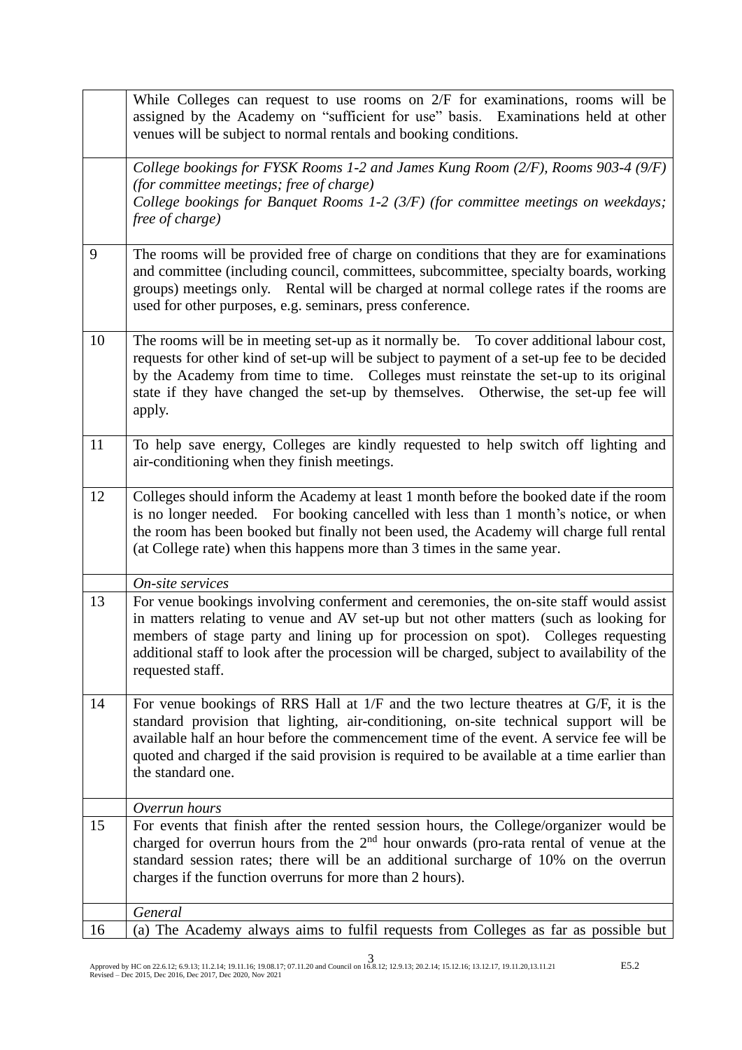| | |
|---|---|
| | While Colleges can request to use rooms on 2/F for examinations, rooms will be assigned by the Academy on "sufficient for use" basis. Examinations held at other venues will be subject to normal rentals and booking conditions. |
| | *College bookings for FYSK Rooms 1-2 and James Kung Room (2/F), Rooms 903-4 (9/F) (for committee meetings; free of charge)*<br>*College bookings for Banquet Rooms 1-2 (3/F) (for committee meetings on weekdays; free of charge)* |
| 9 | The rooms will be provided free of charge on conditions that they are for examinations and committee (including council, committees, subcommittee, specialty boards, working groups) meetings only. Rental will be charged at normal college rates if the rooms are used for other purposes, e.g. seminars, press conference. |
| 10 | The rooms will be in meeting set-up as it normally be. To cover additional labour cost, requests for other kind of set-up will be subject to payment of a set-up fee to be decided by the Academy from time to time. Colleges must reinstate the set-up to its original state if they have changed the set-up by themselves. Otherwise, the set-up fee will apply. |
| 11 | To help save energy, Colleges are kindly requested to help switch off lighting and air-conditioning when they finish meetings. |
| 12 | Colleges should inform the Academy at least 1 month before the booked date if the room is no longer needed. For booking cancelled with less than 1 month's notice, or when the room has been booked but finally not been used, the Academy will charge full rental (at College rate) when this happens more than 3 times in the same year. |
| | *On-site services* |
| 13 | For venue bookings involving conferment and ceremonies, the on-site staff would assist in matters relating to venue and AV set-up but not other matters (such as looking for members of stage party and lining up for procession on spot). Colleges requesting additional staff to look after the procession will be charged, subject to availability of the requested staff. |
| 14 | For venue bookings of RRS Hall at 1/F and the two lecture theatres at G/F, it is the standard provision that lighting, air-conditioning, on-site technical support will be available half an hour before the commencement time of the event. A service fee will be quoted and charged if the said provision is required to be available at a time earlier than the standard one. |
| | *Overrun hours* |
| 15 | For events that finish after the rented session hours, the College/organizer would be charged for overrun hours from the 2nd hour onwards (pro-rata rental of venue at the standard session rates; there will be an additional surcharge of 10% on the overrun charges if the function overruns for more than 2 hours). |
| | *General* |
| 16 | (a) The Academy always aims to fulfil requests from Colleges as far as possible but |

Approved by HC on 22.6.12; 6.9.13; 11.2.14; 19.11.16; 19.08.17; 07.11.20 and Council on 16.8.12; 12.9.13; 20.2.14; 15.12.16; 13.12.17, 19.11.20,13.11.21
Revised – Dec 2015, Dec 2016, Dec 2017, Dec 2020, Nov 2021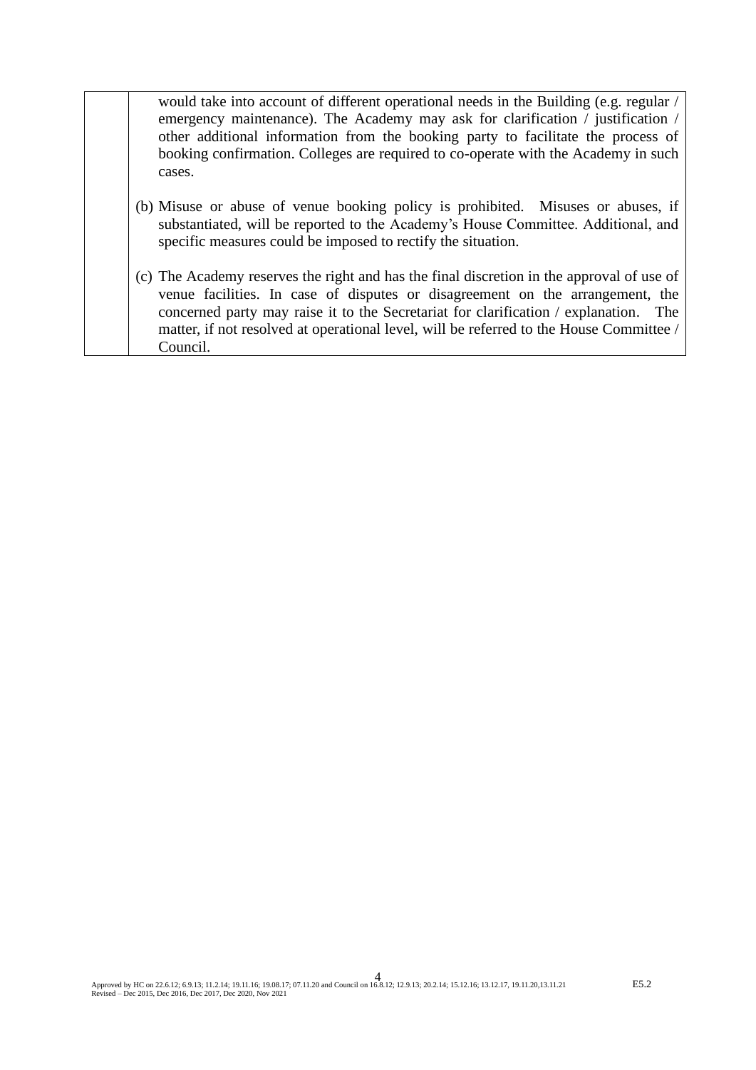| | would take into account of different operational needs in the Building (e.g. regular / emergency maintenance). The Academy may ask for clarification / justification / other additional information from the booking party to facilitate the process of booking confirmation. Colleges are required to co-operate with the Academy in such cases.<br><br>(b) Misuse or abuse of venue booking policy is prohibited. Misuses or abuses, if substantiated, will be reported to the Academy's House Committee. Additional, and specific measures could be imposed to rectify the situation.<br><br>(c) The Academy reserves the right and has the final discretion in the approval of use of venue facilities. In case of disputes or disagreement on the arrangement, the concerned party may raise it to the Secretariat for clarification / explanation. The matter, if not resolved at operational level, will be referred to the House Committee / Council. |
|---|---|

Approved by HC on 22.6.12; 6.9.13; 11.2.14; 19.11.16; 19.08.17; 07.11.20 and Council on 16.8.12; 12.9.13; 20.2.14; 15.12.16; 13.12.17, 19.11.20,13.11.21
Revised – Dec 2015, Dec 2016, Dec 2017, Dec 2020, Nov 2021

E5.2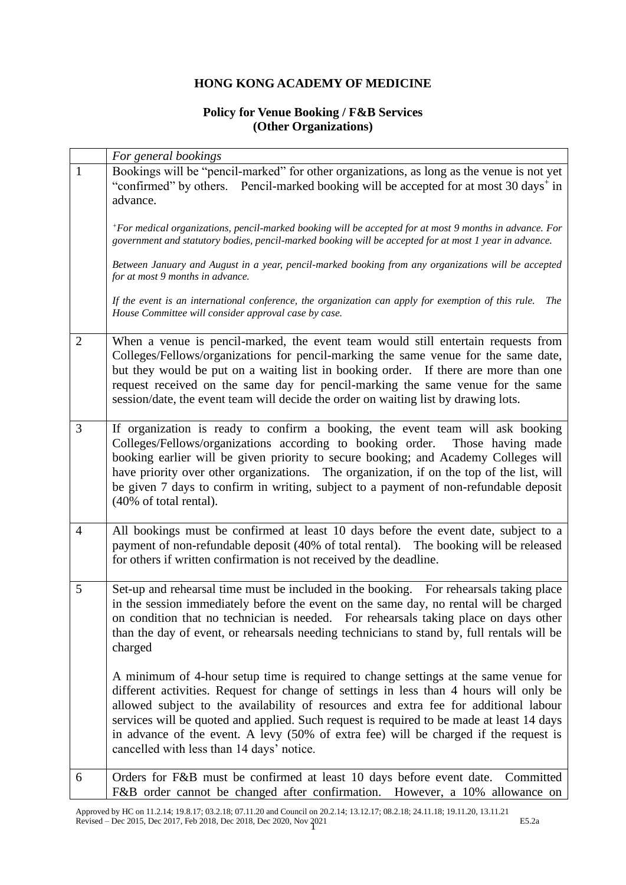**HONG KONG ACADEMY OF MEDICINE**

**Policy for Venue Booking / F&B Services (Other Organizations)**

| | *For general bookings* |
|---|---|
| 1 | Bookings will be "pencil-marked" for other organizations, as long as the venue is not yet "confirmed" by others. Pencil-marked booking will be accepted for at most 30 days[+] in advance.<br><br>*[+]For medical organizations, pencil-marked booking will be accepted for at most 9 months in advance. For government and statutory bodies, pencil-marked booking will be accepted for at most 1 year in advance.*<br><br>*Between January and August in a year, pencil-marked booking from any organizations will be accepted for at most 9 months in advance.*<br><br>*If the event is an international conference, the organization can apply for exemption of this rule. The House Committee will consider approval case by case.* |
| 2 | When a venue is pencil-marked, the event team would still entertain requests from Colleges/Fellows/organizations for pencil-marking the same venue for the same date, but they would be put on a waiting list in booking order. If there are more than one request received on the same day for pencil-marking the same venue for the same session/date, the event team will decide the order on waiting list by drawing lots. |
| 3 | If organization is ready to confirm a booking, the event team will ask booking Colleges/Fellows/organizations according to booking order. Those having made booking earlier will be given priority to secure booking; and Academy Colleges will have priority over other organizations. The organization, if on the top of the list, will be given 7 days to confirm in writing, subject to a payment of non-refundable deposit (40% of total rental). |
| 4 | All bookings must be confirmed at least 10 days before the event date, subject to a payment of non-refundable deposit (40% of total rental). The booking will be released for others if written confirmation is not received by the deadline. |
| 5 | Set-up and rehearsal time must be included in the booking. For rehearsals taking place in the session immediately before the event on the same day, no rental will be charged on condition that no technician is needed. For rehearsals taking place on days other than the day of event, or rehearsals needing technicians to stand by, full rentals will be charged<br><br>A minimum of 4-hour setup time is required to change settings at the same venue for different activities. Request for change of settings in less than 4 hours will only be allowed subject to the availability of resources and extra fee for additional labour services will be quoted and applied. Such request is required to be made at least 14 days in advance of the event. A levy (50% of extra fee) will be charged if the request is cancelled with less than 14 days' notice. |
| 6 | Orders for F&B must be confirmed at least 10 days before event date. Committed F&B order cannot be changed after confirmation. However, a 10% allowance on |

Approved by HC on 11.2.14; 19.8.17; 03.2.18; 07.11.20 and Council on 20.2.14; 13.12.17; 08.2.18; 24.11.18; 19.11.20, 13.11.21
Revised – Dec 2015, Dec 2017, Feb 2018, Dec 2018, Dec 2020, Nov 2021 E5.2a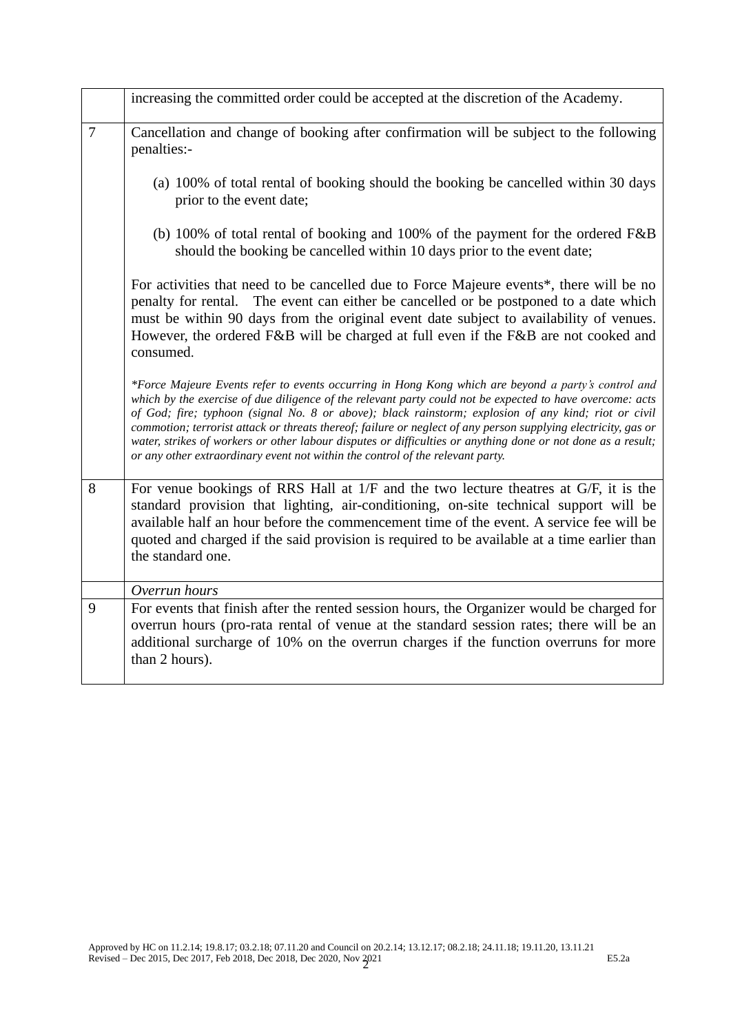| | |
|---|---|
| | increasing the committed order could be accepted at the discretion of the Academy. |
| 7 | Cancellation and change of booking after confirmation will be subject to the following penalties:-<br><br>(a) 100% of total rental of booking should the booking be cancelled within 30 days prior to the event date;<br><br>(b) 100% of total rental of booking and 100% of the payment for the ordered F&B should the booking be cancelled within 10 days prior to the event date;<br><br>For activities that need to be cancelled due to Force Majeure events*, there will be no penalty for rental. The event can either be cancelled or be postponed to a date which must be within 90 days from the original event date subject to availability of venues. However, the ordered F&B will be charged at full even if the F&B are not cooked and consumed.<br><br>*\*Force Majeure Events refer to events occurring in Hong Kong which are beyond a party's control and which by the exercise of due diligence of the relevant party could not be expected to have overcome: acts of God; fire; typhoon (signal No. 8 or above); black rainstorm; explosion of any kind; riot or civil commotion; terrorist attack or threats thereof; failure or neglect of any person supplying electricity, gas or water, strikes of workers or other labour disputes or difficulties or anything done or not done as a result; or any other extraordinary event not within the control of the relevant party.* |
| 8 | For venue bookings of RRS Hall at 1/F and the two lecture theatres at G/F, it is the standard provision that lighting, air-conditioning, on-site technical support will be available half an hour before the commencement time of the event. A service fee will be quoted and charged if the said provision is required to be available at a time earlier than the standard one. |
| | *Overrun hours* |
| 9 | For events that finish after the rented session hours, the Organizer would be charged for overrun hours (pro-rata rental of venue at the standard session rates; there will be an additional surcharge of 10% on the overrun charges if the function overruns for more than 2 hours). |

Approved by HC on 11.2.14; 19.8.17; 03.2.18; 07.11.20 and Council on 20.2.14; 13.12.17; 08.2.18; 24.11.18; 19.11.20, 13.11.21
Revised – Dec 2015, Dec 2017, Feb 2018, Dec 2018, Dec 2020, Nov 2021 E5.2a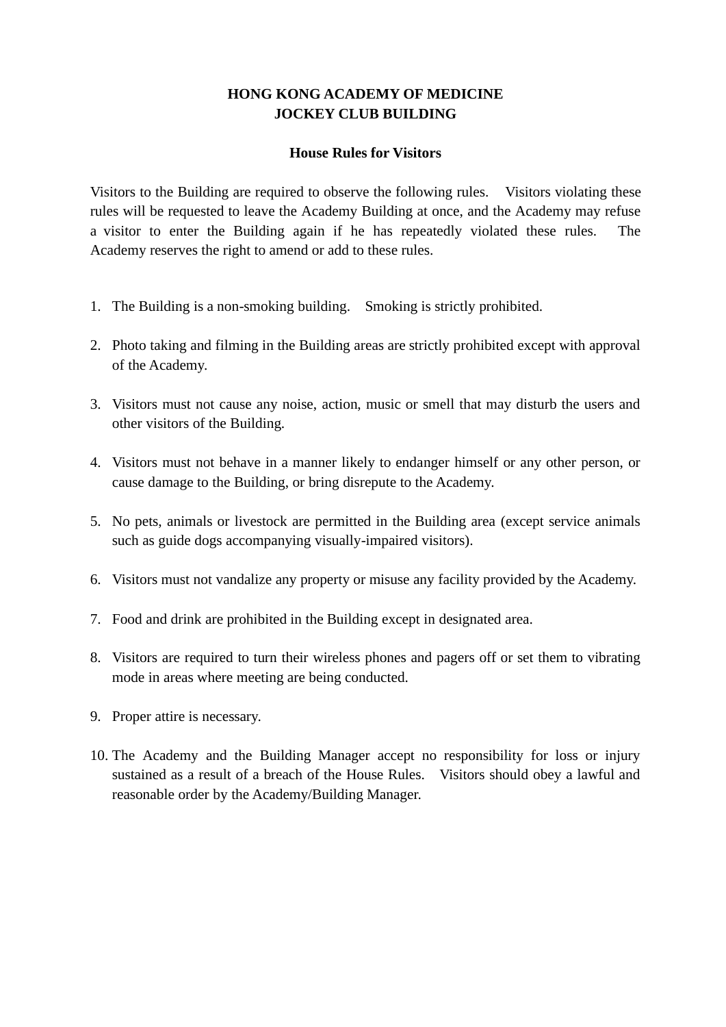**HONG KONG ACADEMY OF MEDICINE**
**JOCKEY CLUB BUILDING**

**House Rules for Visitors**

Visitors to the Building are required to observe the following rules. Visitors violating these rules will be requested to leave the Academy Building at once, and the Academy may refuse a visitor to enter the Building again if he has repeatedly violated these rules. The Academy reserves the right to amend or add to these rules.

1. The Building is a non-smoking building. Smoking is strictly prohibited.

2. Photo taking and filming in the Building areas are strictly prohibited except with approval of the Academy.

3. Visitors must not cause any noise, action, music or smell that may disturb the users and other visitors of the Building.

4. Visitors must not behave in a manner likely to endanger himself or any other person, or cause damage to the Building, or bring disrepute to the Academy.

5. No pets, animals or livestock are permitted in the Building area (except service animals such as guide dogs accompanying visually-impaired visitors).

6. Visitors must not vandalize any property or misuse any facility provided by the Academy.

7. Food and drink are prohibited in the Building except in designated area.

8. Visitors are required to turn their wireless phones and pagers off or set them to vibrating mode in areas where meeting are being conducted.

9. Proper attire is necessary.

10. The Academy and the Building Manager accept no responsibility for loss or injury sustained as a result of a breach of the House Rules. Visitors should obey a lawful and reasonable order by the Academy/Building Manager.